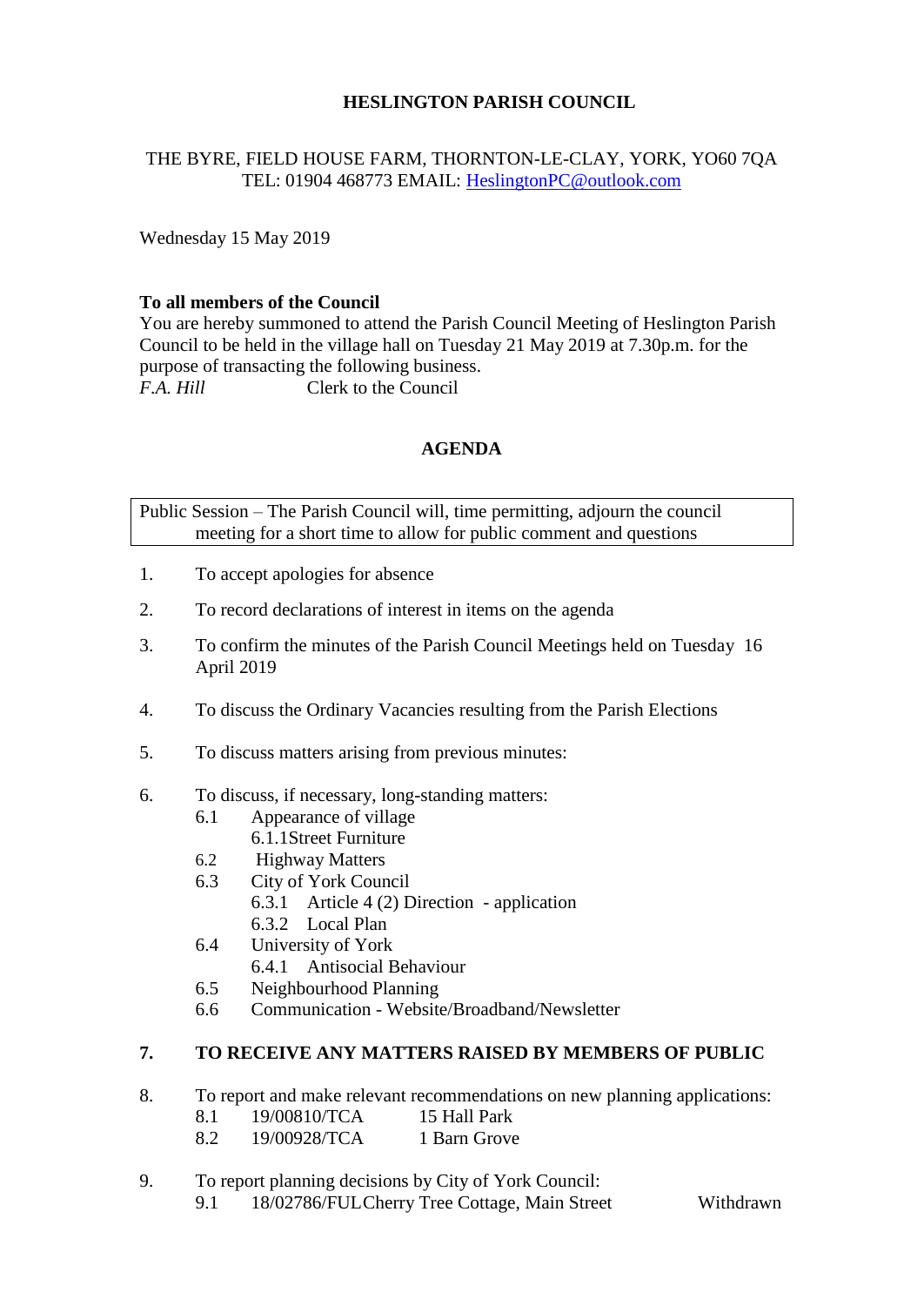# HESLINGTON PARISH COUNCIL

THE BYRE, FIELD HOUSE FARM, THORNTON-LE-CLAY, YORK, YO60 7QA
TEL: 01904 468773 EMAIL: HeslingtonPC@outlook.com

Wednesday 15 May 2019

**To all members of the Council**
You are hereby summoned to attend the Parish Council Meeting of Heslington Parish Council to be held in the village hall on Tuesday 21 May 2019 at 7.30p.m. for the purpose of transacting the following business.
*F.A. Hill* Clerk to the Council

## AGENDA

| Public Session – The Parish Council will, time permitting, adjourn the council meeting for a short time to allow for public comment and questions |
|---|

1. To accept apologies for absence
2. To record declarations of interest in items on the agenda
3. To confirm the minutes of the Parish Council Meetings held on Tuesday 16 April 2019
4. To discuss the Ordinary Vacancies resulting from the Parish Elections
5. To discuss matters arising from previous minutes:
6. To discuss, if necessary, long-standing matters:
   - 6.1 Appearance of village
     - 6.1.1 Street Furniture
   - 6.2 Highway Matters
   - 6.3 City of York Council
     - 6.3.1 Article 4 (2) Direction - application
     - 6.3.2 Local Plan
   - 6.4 University of York
     - 6.4.1 Antisocial Behaviour
   - 6.5 Neighbourhood Planning
   - 6.6 Communication - Website/Broadband/Newsletter
7. **TO RECEIVE ANY MATTERS RAISED BY MEMBERS OF PUBLIC**
8. To report and make relevant recommendations on new planning applications:
   - 8.1 19/00810/TCA 15 Hall Park
   - 8.2 19/00928/TCA 1 Barn Grove
9. To report planning decisions by City of York Council:
   - 9.1 18/02786/FUL Cherry Tree Cottage, Main Street Withdrawn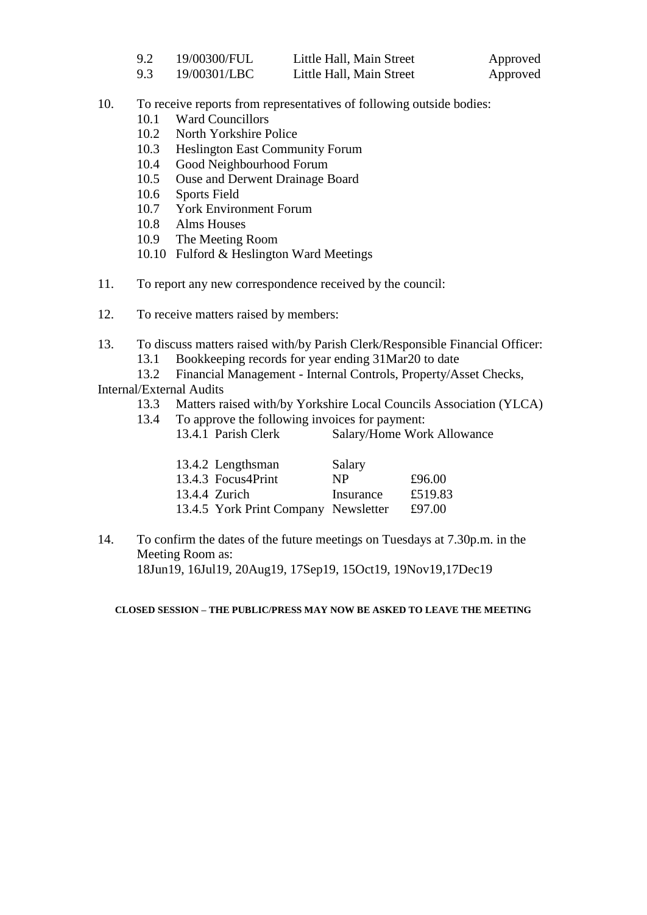9.2 19/00300/FUL Little Hall, Main Street Approved
9.3 19/00301/LBC Little Hall, Main Street Approved

10. To receive reports from representatives of following outside bodies:
    - 10.1 Ward Councillors
    - 10.2 North Yorkshire Police
    - 10.3 Heslington East Community Forum
    - 10.4 Good Neighbourhood Forum
    - 10.5 Ouse and Derwent Drainage Board
    - 10.6 Sports Field
    - 10.7 York Environment Forum
    - 10.8 Alms Houses
    - 10.9 The Meeting Room
    - 10.10 Fulford & Heslington Ward Meetings

11. To report any new correspondence received by the council:

12. To receive matters raised by members:

13. To discuss matters raised with/by Parish Clerk/Responsible Financial Officer:
    - 13.1 Bookkeeping records for year ending 31Mar20 to date
    - 13.2 Financial Management - Internal Controls, Property/Asset Checks, Internal/External Audits
    - 13.3 Matters raised with/by Yorkshire Local Councils Association (YLCA)
    - 13.4 To approve the following invoices for payment:

| | | |
|---|---|---|
| 13.4.1 Parish Clerk | Salary/Home Work Allowance | |
| 13.4.2 Lengthsman | Salary | |
| 13.4.3 Focus4Print | NP | £96.00 |
| 13.4.4 Zurich | Insurance | £519.83 |
| 13.4.5 York Print Company | Newsletter | £97.00 |

14. To confirm the dates of the future meetings on Tuesdays at 7.30p.m. in the Meeting Room as:
    18Jun19, 16Jul19, 20Aug19, 17Sep19, 15Oct19, 19Nov19,17Dec19

**CLOSED SESSION – THE PUBLIC/PRESS MAY NOW BE ASKED TO LEAVE THE MEETING**